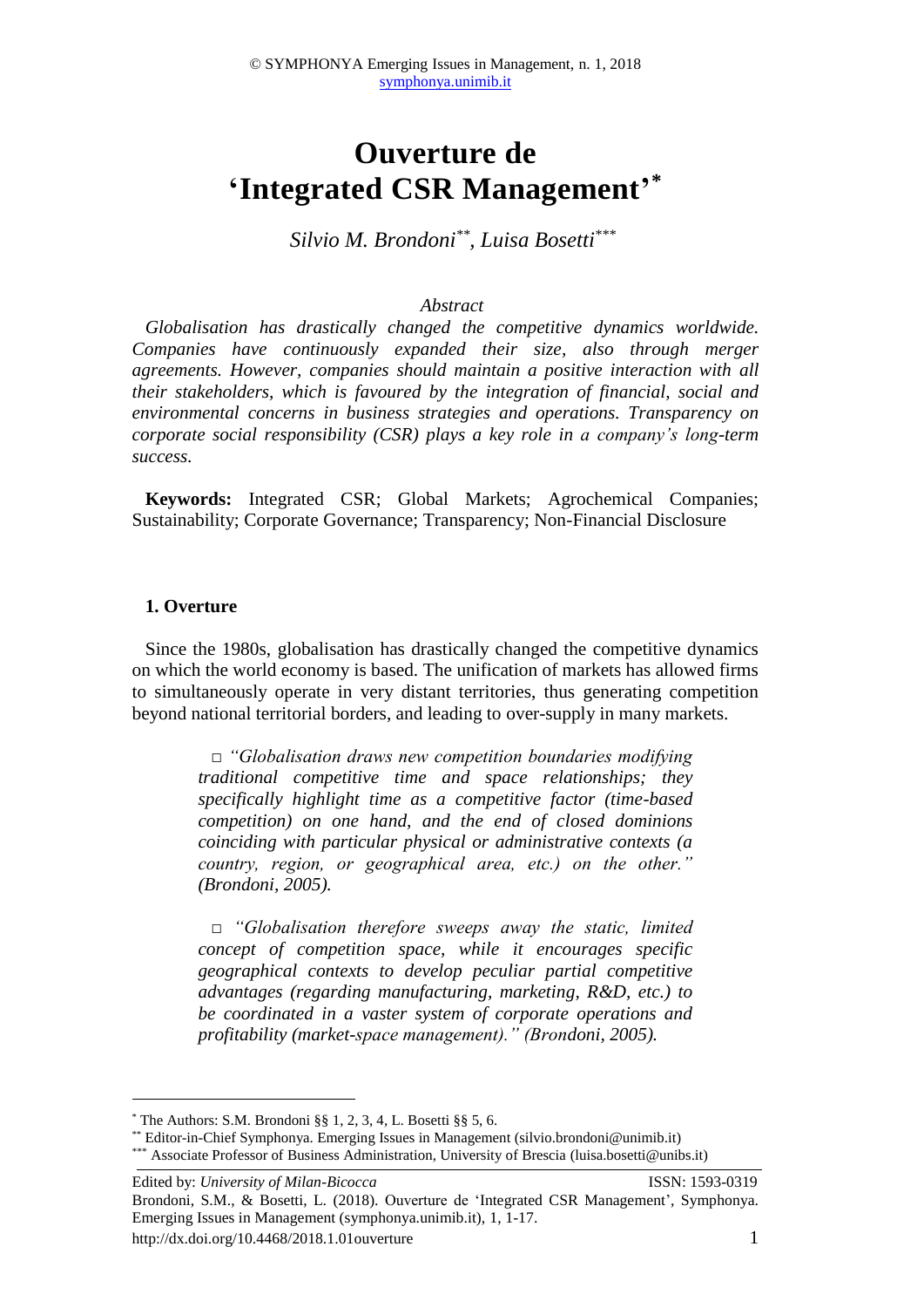# Ouverture de 'Integrated CSR Management'*

*Silvio M. Brondoni**, Luisa Bosetti****

*Abstract*

*Globalisation has drastically changed the competitive dynamics worldwide. Companies have continuously expanded their size, also through merger agreements. However, companies should maintain a positive interaction with all their stakeholders, which is favoured by the integration of financial, social and environmental concerns in business strategies and operations. Transparency on corporate social responsibility (CSR) plays a key role in a company's long-term success.*

**Keywords:** Integrated CSR; Global Markets; Agrochemical Companies; Sustainability; Corporate Governance; Transparency; Non-Financial Disclosure

## 1. Overture

Since the 1980s, globalisation has drastically changed the competitive dynamics on which the world economy is based. The unification of markets has allowed firms to simultaneously operate in very distant territories, thus generating competition beyond national territorial borders, and leading to over-supply in many markets.

> □ *"Globalisation draws new competition boundaries modifying traditional competitive time and space relationships; they specifically highlight time as a competitive factor (time-based competition) on one hand, and the end of closed dominions coinciding with particular physical or administrative contexts (a country, region, or geographical area, etc.) on the other." (Brondoni, 2005).*

> □ *"Globalisation therefore sweeps away the static, limited concept of competition space, while it encourages specific geographical contexts to develop peculiar partial competitive advantages (regarding manufacturing, marketing, R&D, etc.) to be coordinated in a vaster system of corporate operations and profitability (market-space management)." (Brondoni, 2005).*

---

* The Authors: S.M. Brondoni §§ 1, 2, 3, 4, L. Bosetti §§ 5, 6.

** Editor-in-Chief Symphonya. Emerging Issues in Management (silvio.brondoni@unimib.it)

*** Associate Professor of Business Administration, University of Brescia (luisa.bosetti@unibs.it)

Edited by: *University of Milan-Bicocca* ISSN: 1593-0319

Brondoni, S.M., & Bosetti, L. (2018). Ouverture de 'Integrated CSR Management', Symphonya. Emerging Issues in Management (symphonya.unimib.it), 1, 1-17.

http://dx.doi.org/10.4468/2018.1.01ouverture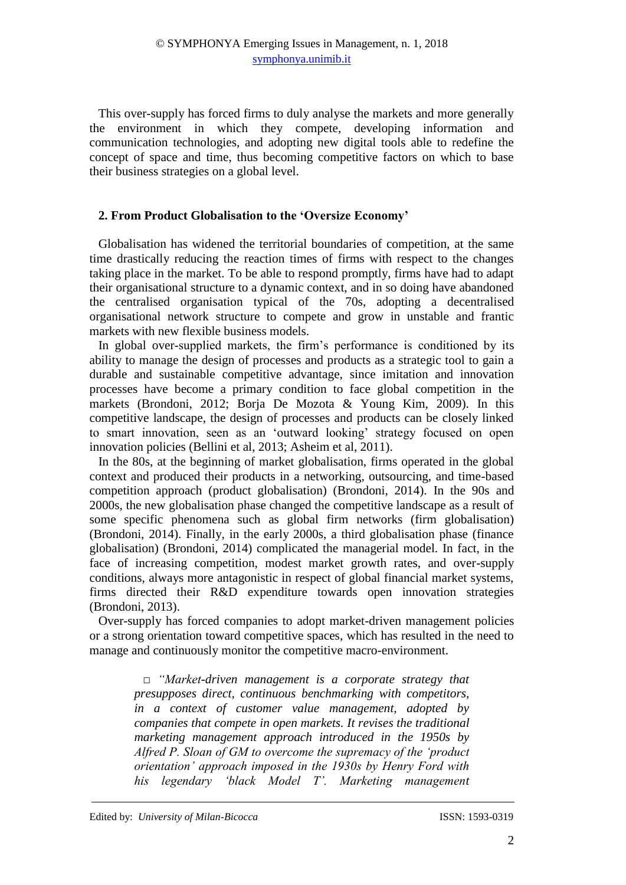This over-supply has forced firms to duly analyse the markets and more generally the environment in which they compete, developing information and communication technologies, and adopting new digital tools able to redefine the concept of space and time, thus becoming competitive factors on which to base their business strategies on a global level.

## 2. From Product Globalisation to the 'Oversize Economy'

Globalisation has widened the territorial boundaries of competition, at the same time drastically reducing the reaction times of firms with respect to the changes taking place in the market. To be able to respond promptly, firms have had to adapt their organisational structure to a dynamic context, and in so doing have abandoned the centralised organisation typical of the 70s, adopting a decentralised organisational network structure to compete and grow in unstable and frantic markets with new flexible business models.

In global over-supplied markets, the firm's performance is conditioned by its ability to manage the design of processes and products as a strategic tool to gain a durable and sustainable competitive advantage, since imitation and innovation processes have become a primary condition to face global competition in the markets (Brondoni, 2012; Borja De Mozota & Young Kim, 2009). In this competitive landscape, the design of processes and products can be closely linked to smart innovation, seen as an 'outward looking' strategy focused on open innovation policies (Bellini et al, 2013; Asheim et al, 2011).

In the 80s, at the beginning of market globalisation, firms operated in the global context and produced their products in a networking, outsourcing, and time-based competition approach (product globalisation) (Brondoni, 2014). In the 90s and 2000s, the new globalisation phase changed the competitive landscape as a result of some specific phenomena such as global firm networks (firm globalisation) (Brondoni, 2014). Finally, in the early 2000s, a third globalisation phase (finance globalisation) (Brondoni, 2014) complicated the managerial model. In fact, in the face of increasing competition, modest market growth rates, and over-supply conditions, always more antagonistic in respect of global financial market systems, firms directed their R&D expenditure towards open innovation strategies (Brondoni, 2013).

Over-supply has forced companies to adopt market-driven management policies or a strong orientation toward competitive spaces, which has resulted in the need to manage and continuously monitor the competitive macro-environment.

> □ *"Market-driven management is a corporate strategy that presupposes direct, continuous benchmarking with competitors, in a context of customer value management, adopted by companies that compete in open markets. It revises the traditional marketing management approach introduced in the 1950s by Alfred P. Sloan of GM to overcome the supremacy of the 'product orientation' approach imposed in the 1930s by Henry Ford with his legendary 'black Model T'. Marketing management*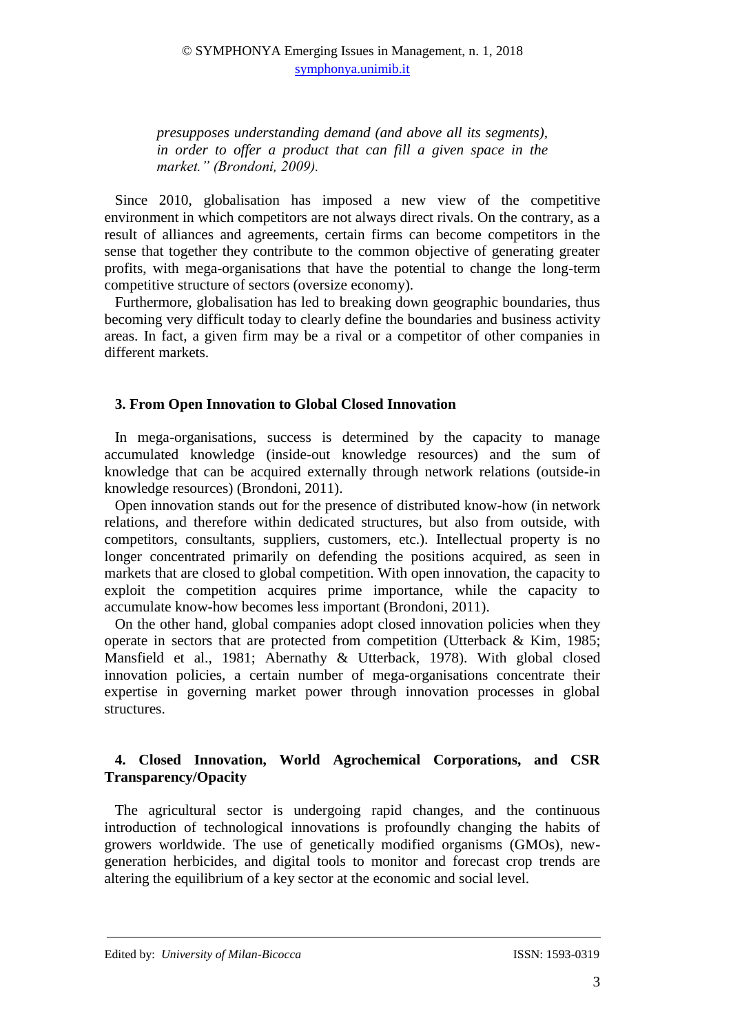*presupposes understanding demand (and above all its segments), in order to offer a product that can fill a given space in the market." (Brondoni, 2009).*

Since 2010, globalisation has imposed a new view of the competitive environment in which competitors are not always direct rivals. On the contrary, as a result of alliances and agreements, certain firms can become competitors in the sense that together they contribute to the common objective of generating greater profits, with mega-organisations that have the potential to change the long-term competitive structure of sectors (oversize economy).

Furthermore, globalisation has led to breaking down geographic boundaries, thus becoming very difficult today to clearly define the boundaries and business activity areas. In fact, a given firm may be a rival or a competitor of other companies in different markets.

## 3. From Open Innovation to Global Closed Innovation

In mega-organisations, success is determined by the capacity to manage accumulated knowledge (inside-out knowledge resources) and the sum of knowledge that can be acquired externally through network relations (outside-in knowledge resources) (Brondoni, 2011).

Open innovation stands out for the presence of distributed know-how (in network relations, and therefore within dedicated structures, but also from outside, with competitors, consultants, suppliers, customers, etc.). Intellectual property is no longer concentrated primarily on defending the positions acquired, as seen in markets that are closed to global competition. With open innovation, the capacity to exploit the competition acquires prime importance, while the capacity to accumulate know-how becomes less important (Brondoni, 2011).

On the other hand, global companies adopt closed innovation policies when they operate in sectors that are protected from competition (Utterback & Kim, 1985; Mansfield et al., 1981; Abernathy & Utterback, 1978). With global closed innovation policies, a certain number of mega-organisations concentrate their expertise in governing market power through innovation processes in global structures.

## 4. Closed Innovation, World Agrochemical Corporations, and CSR Transparency/Opacity

The agricultural sector is undergoing rapid changes, and the continuous introduction of technological innovations is profoundly changing the habits of growers worldwide. The use of genetically modified organisms (GMOs), new-generation herbicides, and digital tools to monitor and forecast crop trends are altering the equilibrium of a key sector at the economic and social level.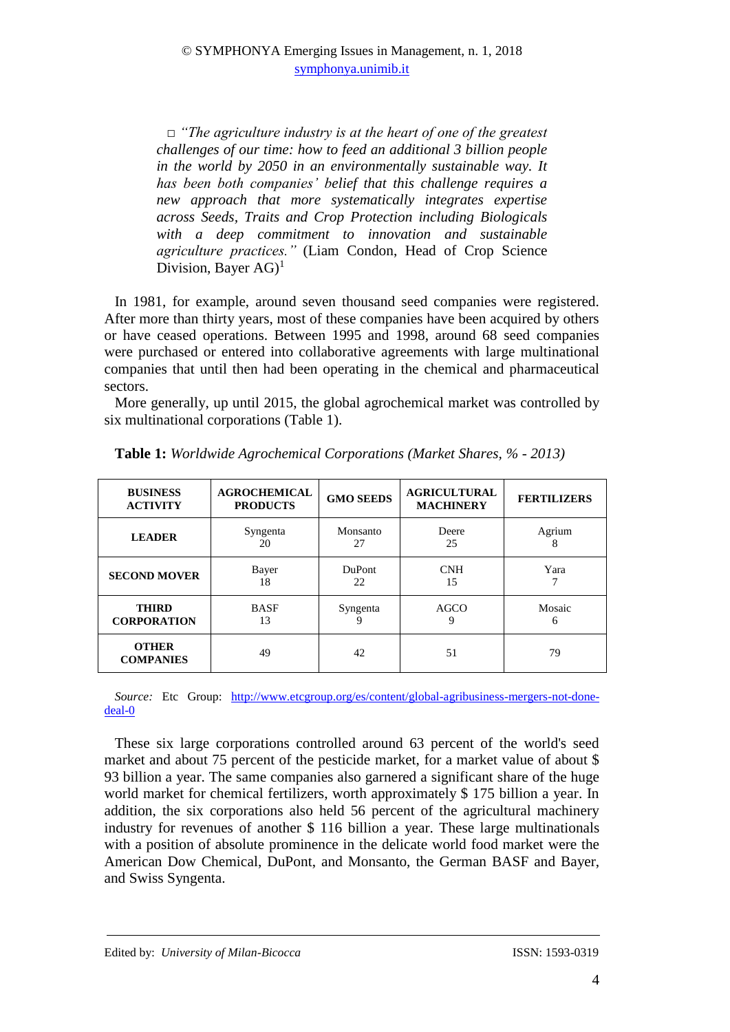□ *"The agriculture industry is at the heart of one of the greatest challenges of our time: how to feed an additional 3 billion people in the world by 2050 in an environmentally sustainable way. It has been both companies' belief that this challenge requires a new approach that more systematically integrates expertise across Seeds, Traits and Crop Protection including Biologicals with a deep commitment to innovation and sustainable agriculture practices."* (Liam Condon, Head of Crop Science Division, Bayer AG)[1]

In 1981, for example, around seven thousand seed companies were registered. After more than thirty years, most of these companies have been acquired by others or have ceased operations. Between 1995 and 1998, around 68 seed companies were purchased or entered into collaborative agreements with large multinational companies that until then had been operating in the chemical and pharmaceutical sectors.

More generally, up until 2015, the global agrochemical market was controlled by six multinational corporations (Table 1).

**Table 1:** *Worldwide Agrochemical Corporations (Market Shares, % - 2013)*

| BUSINESS ACTIVITY | AGROCHEMICAL PRODUCTS | GMO SEEDS | AGRICULTURAL MACHINERY | FERTILIZERS |
|---|---|---|---|---|
| **LEADER** | Syngenta 20 | Monsanto 27 | Deere 25 | Agrium 8 |
| **SECOND MOVER** | Bayer 18 | DuPont 22 | CNH 15 | Yara 7 |
| **THIRD CORPORATION** | BASF 13 | Syngenta 9 | AGCO 9 | Mosaic 6 |
| **OTHER COMPANIES** | 49 | 42 | 51 | 79 |

*Source:* Etc Group: http://www.etcgroup.org/es/content/global-agribusiness-mergers-not-done-deal-0

These six large corporations controlled around 63 percent of the world's seed market and about 75 percent of the pesticide market, for a market value of about $ 93 billion a year. The same companies also garnered a significant share of the huge world market for chemical fertilizers, worth approximately $ 175 billion a year. In addition, the six corporations also held 56 percent of the agricultural machinery industry for revenues of another $ 116 billion a year. These large multinationals with a position of absolute prominence in the delicate world food market were the American Dow Chemical, DuPont, and Monsanto, the German BASF and Bayer, and Swiss Syngenta.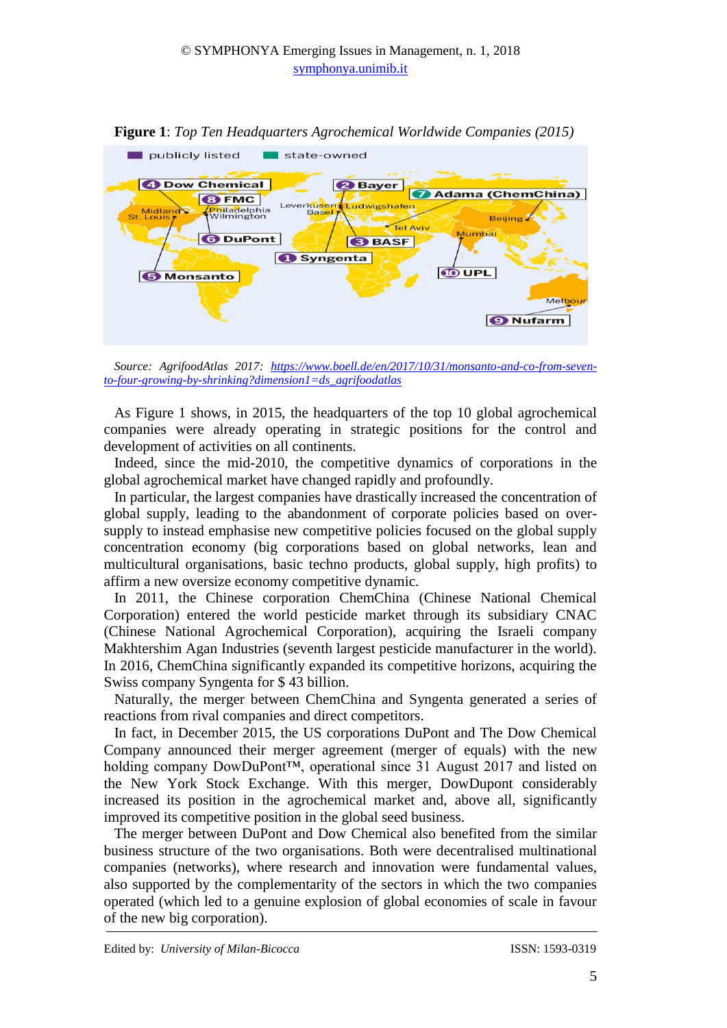**Figure 1**: *Top Ten Headquarters Agrochemical Worldwide Companies (2015)*

*Source: AgrifoodAtlas 2017: https://www.boell.de/en/2017/10/31/monsanto-and-co-from-seven-to-four-growing-by-shrinking?dimension1=ds_agrifoodatlas*

As Figure 1 shows, in 2015, the headquarters of the top 10 global agrochemical companies were already operating in strategic positions for the control and development of activities on all continents.

Indeed, since the mid-2010, the competitive dynamics of corporations in the global agrochemical market have changed rapidly and profoundly.

In particular, the largest companies have drastically increased the concentration of global supply, leading to the abandonment of corporate policies based on over-supply to instead emphasise new competitive policies focused on the global supply concentration economy (big corporations based on global networks, lean and multicultural organisations, basic techno products, global supply, high profits) to affirm a new oversize economy competitive dynamic.

In 2011, the Chinese corporation ChemChina (Chinese National Chemical Corporation) entered the world pesticide market through its subsidiary CNAC (Chinese National Agrochemical Corporation), acquiring the Israeli company Makhtershim Agan Industries (seventh largest pesticide manufacturer in the world). In 2016, ChemChina significantly expanded its competitive horizons, acquiring the Swiss company Syngenta for $ 43 billion.

Naturally, the merger between ChemChina and Syngenta generated a series of reactions from rival companies and direct competitors.

In fact, in December 2015, the US corporations DuPont and The Dow Chemical Company announced their merger agreement (merger of equals) with the new holding company DowDuPont™, operational since 31 August 2017 and listed on the New York Stock Exchange. With this merger, DowDupont considerably increased its position in the agrochemical market and, above all, significantly improved its competitive position in the global seed business.

The merger between DuPont and Dow Chemical also benefited from the similar business structure of the two organisations. Both were decentralised multinational companies (networks), where research and innovation were fundamental values, also supported by the complementarity of the sectors in which the two companies operated (which led to a genuine explosion of global economies of scale in favour of the new big corporation).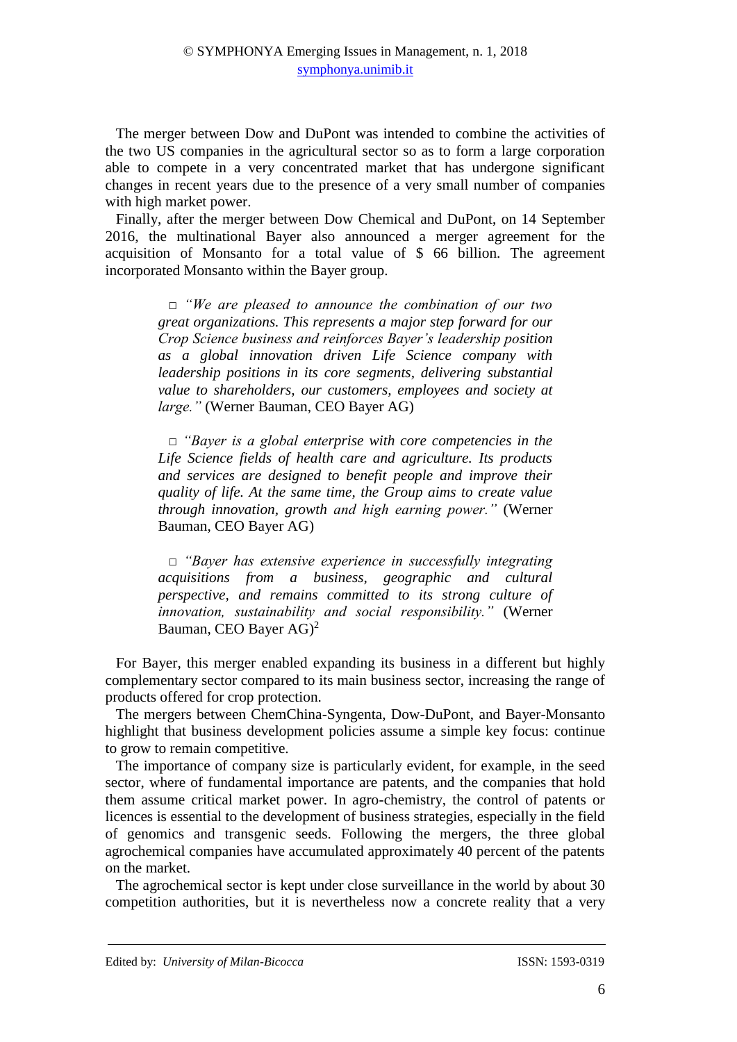The merger between Dow and DuPont was intended to combine the activities of the two US companies in the agricultural sector so as to form a large corporation able to compete in a very concentrated market that has undergone significant changes in recent years due to the presence of a very small number of companies with high market power.

Finally, after the merger between Dow Chemical and DuPont, on 14 September 2016, the multinational Bayer also announced a merger agreement for the acquisition of Monsanto for a total value of $ 66 billion. The agreement incorporated Monsanto within the Bayer group.

> □ *"We are pleased to announce the combination of our two great organizations. This represents a major step forward for our Crop Science business and reinforces Bayer's leadership position as a global innovation driven Life Science company with leadership positions in its core segments, delivering substantial value to shareholders, our customers, employees and society at large."* (Werner Bauman, CEO Bayer AG)
>
> □ *"Bayer is a global enterprise with core competencies in the Life Science fields of health care and agriculture. Its products and services are designed to benefit people and improve their quality of life. At the same time, the Group aims to create value through innovation, growth and high earning power."* (Werner Bauman, CEO Bayer AG)
>
> □ *"Bayer has extensive experience in successfully integrating acquisitions from a business, geographic and cultural perspective, and remains committed to its strong culture of innovation, sustainability and social responsibility."* (Werner Bauman, CEO Bayer AG)[2]

For Bayer, this merger enabled expanding its business in a different but highly complementary sector compared to its main business sector, increasing the range of products offered for crop protection.

The mergers between ChemChina-Syngenta, Dow-DuPont, and Bayer-Monsanto highlight that business development policies assume a simple key focus: continue to grow to remain competitive.

The importance of company size is particularly evident, for example, in the seed sector, where of fundamental importance are patents, and the companies that hold them assume critical market power. In agro-chemistry, the control of patents or licences is essential to the development of business strategies, especially in the field of genomics and transgenic seeds. Following the mergers, the three global agrochemical companies have accumulated approximately 40 percent of the patents on the market.

The agrochemical sector is kept under close surveillance in the world by about 30 competition authorities, but it is nevertheless now a concrete reality that a very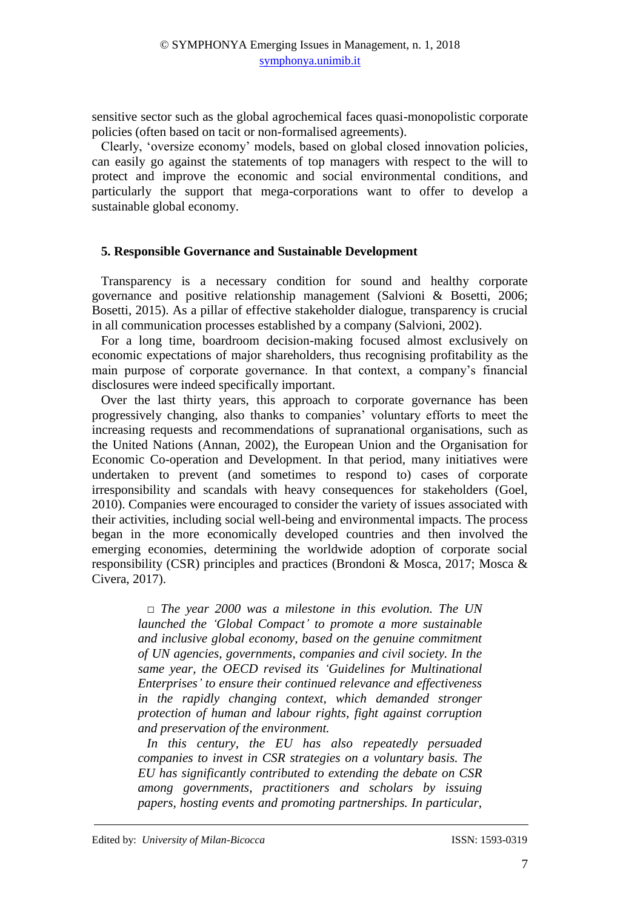sensitive sector such as the global agrochemical faces quasi-monopolistic corporate policies (often based on tacit or non-formalised agreements).

Clearly, 'oversize economy' models, based on global closed innovation policies, can easily go against the statements of top managers with respect to the will to protect and improve the economic and social environmental conditions, and particularly the support that mega-corporations want to offer to develop a sustainable global economy.

## 5. Responsible Governance and Sustainable Development

Transparency is a necessary condition for sound and healthy corporate governance and positive relationship management (Salvioni & Bosetti, 2006; Bosetti, 2015). As a pillar of effective stakeholder dialogue, transparency is crucial in all communication processes established by a company (Salvioni, 2002).

For a long time, boardroom decision-making focused almost exclusively on economic expectations of major shareholders, thus recognising profitability as the main purpose of corporate governance. In that context, a company's financial disclosures were indeed specifically important.

Over the last thirty years, this approach to corporate governance has been progressively changing, also thanks to companies' voluntary efforts to meet the increasing requests and recommendations of supranational organisations, such as the United Nations (Annan, 2002), the European Union and the Organisation for Economic Co-operation and Development. In that period, many initiatives were undertaken to prevent (and sometimes to respond to) cases of corporate irresponsibility and scandals with heavy consequences for stakeholders (Goel, 2010). Companies were encouraged to consider the variety of issues associated with their activities, including social well-being and environmental impacts. The process began in the more economically developed countries and then involved the emerging economies, determining the worldwide adoption of corporate social responsibility (CSR) principles and practices (Brondoni & Mosca, 2017; Mosca & Civera, 2017).

> □ *The year 2000 was a milestone in this evolution. The UN launched the 'Global Compact' to promote a more sustainable and inclusive global economy, based on the genuine commitment of UN agencies, governments, companies and civil society. In the same year, the OECD revised its 'Guidelines for Multinational Enterprises' to ensure their continued relevance and effectiveness in the rapidly changing context, which demanded stronger protection of human and labour rights, fight against corruption and preservation of the environment.*
>
> *In this century, the EU has also repeatedly persuaded companies to invest in CSR strategies on a voluntary basis. The EU has significantly contributed to extending the debate on CSR among governments, practitioners and scholars by issuing papers, hosting events and promoting partnerships. In particular,*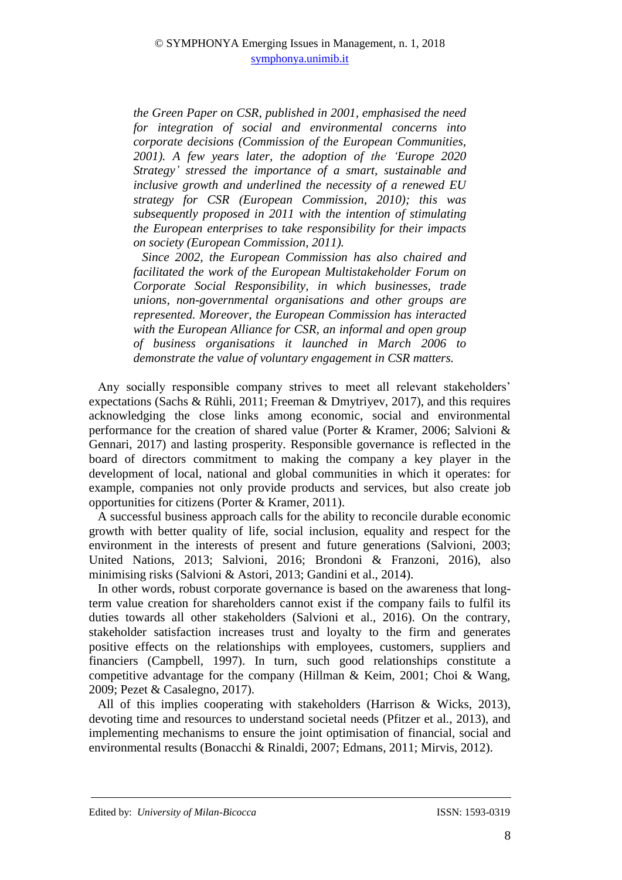*the Green Paper on CSR, published in 2001, emphasised the need for integration of social and environmental concerns into corporate decisions (Commission of the European Communities, 2001). A few years later, the adoption of the 'Europe 2020 Strategy' stressed the importance of a smart, sustainable and inclusive growth and underlined the necessity of a renewed EU strategy for CSR (European Commission, 2010); this was subsequently proposed in 2011 with the intention of stimulating the European enterprises to take responsibility for their impacts on society (European Commission, 2011).*

*Since 2002, the European Commission has also chaired and facilitated the work of the European Multistakeholder Forum on Corporate Social Responsibility, in which businesses, trade unions, non-governmental organisations and other groups are represented. Moreover, the European Commission has interacted with the European Alliance for CSR, an informal and open group of business organisations it launched in March 2006 to demonstrate the value of voluntary engagement in CSR matters.*

Any socially responsible company strives to meet all relevant stakeholders' expectations (Sachs & Rühli, 2011; Freeman & Dmytriyev, 2017), and this requires acknowledging the close links among economic, social and environmental performance for the creation of shared value (Porter & Kramer, 2006; Salvioni & Gennari, 2017) and lasting prosperity. Responsible governance is reflected in the board of directors commitment to making the company a key player in the development of local, national and global communities in which it operates: for example, companies not only provide products and services, but also create job opportunities for citizens (Porter & Kramer, 2011).

A successful business approach calls for the ability to reconcile durable economic growth with better quality of life, social inclusion, equality and respect for the environment in the interests of present and future generations (Salvioni, 2003; United Nations, 2013; Salvioni, 2016; Brondoni & Franzoni, 2016), also minimising risks (Salvioni & Astori, 2013; Gandini et al., 2014).

In other words, robust corporate governance is based on the awareness that long-term value creation for shareholders cannot exist if the company fails to fulfil its duties towards all other stakeholders (Salvioni et al., 2016). On the contrary, stakeholder satisfaction increases trust and loyalty to the firm and generates positive effects on the relationships with employees, customers, suppliers and financiers (Campbell, 1997). In turn, such good relationships constitute a competitive advantage for the company (Hillman & Keim, 2001; Choi & Wang, 2009; Pezet & Casalegno, 2017).

All of this implies cooperating with stakeholders (Harrison & Wicks, 2013), devoting time and resources to understand societal needs (Pfitzer et al., 2013), and implementing mechanisms to ensure the joint optimisation of financial, social and environmental results (Bonacchi & Rinaldi, 2007; Edmans, 2011; Mirvis, 2012).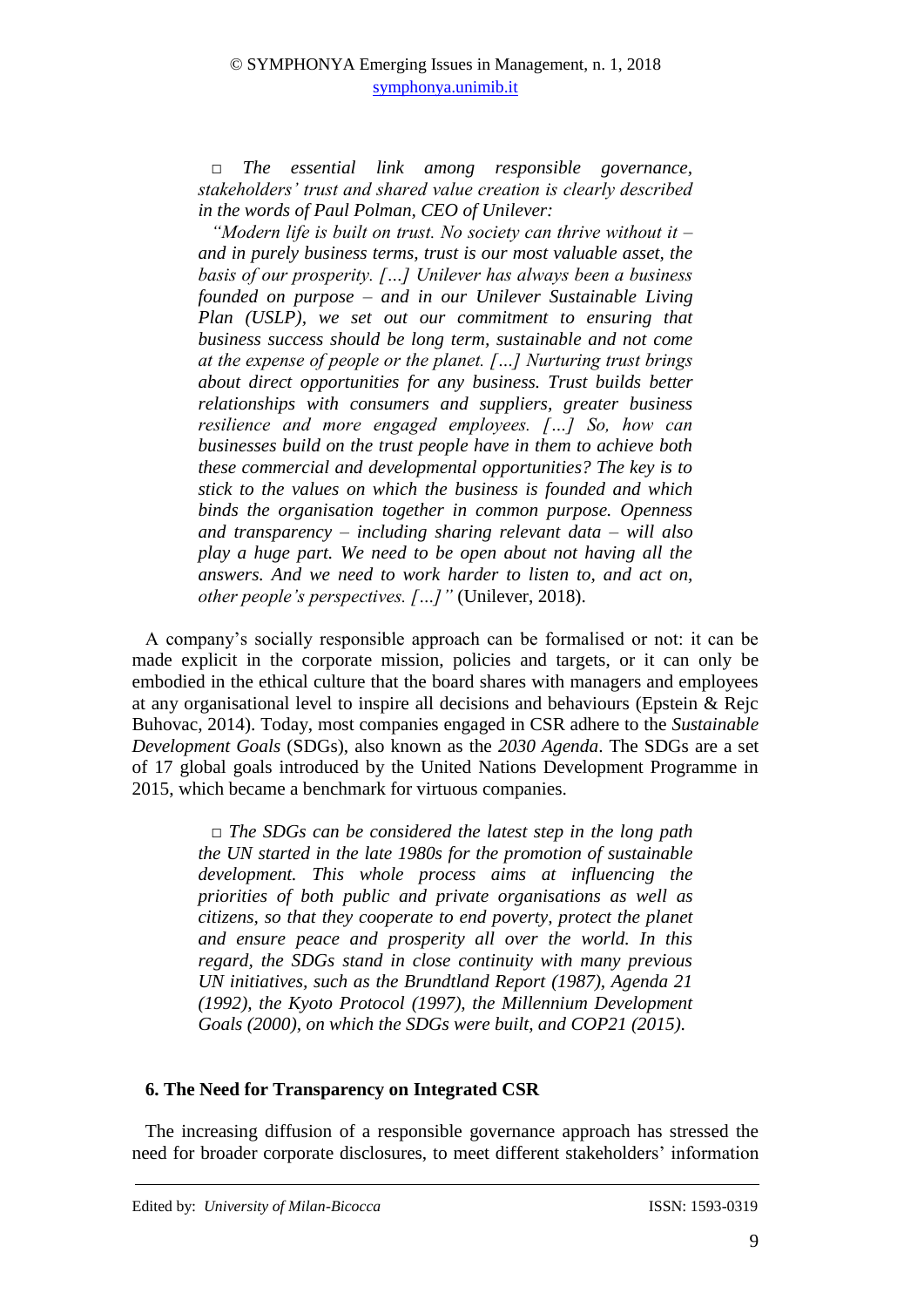□ *The essential link among responsible governance, stakeholders' trust and shared value creation is clearly described in the words of Paul Polman, CEO of Unilever:*

*"Modern life is built on trust. No society can thrive without it – and in purely business terms, trust is our most valuable asset, the basis of our prosperity. […] Unilever has always been a business founded on purpose – and in our Unilever Sustainable Living Plan (USLP), we set out our commitment to ensuring that business success should be long term, sustainable and not come at the expense of people or the planet. […] Nurturing trust brings about direct opportunities for any business. Trust builds better relationships with consumers and suppliers, greater business resilience and more engaged employees. […] So, how can businesses build on the trust people have in them to achieve both these commercial and developmental opportunities? The key is to stick to the values on which the business is founded and which binds the organisation together in common purpose. Openness and transparency – including sharing relevant data – will also play a huge part. We need to be open about not having all the answers. And we need to work harder to listen to, and act on, other people's perspectives. […]"* (Unilever, 2018).

A company's socially responsible approach can be formalised or not: it can be made explicit in the corporate mission, policies and targets, or it can only be embodied in the ethical culture that the board shares with managers and employees at any organisational level to inspire all decisions and behaviours (Epstein & Rejc Buhovac, 2014). Today, most companies engaged in CSR adhere to the *Sustainable Development Goals* (SDGs), also known as the *2030 Agenda*. The SDGs are a set of 17 global goals introduced by the United Nations Development Programme in 2015, which became a benchmark for virtuous companies.

□ *The SDGs can be considered the latest step in the long path the UN started in the late 1980s for the promotion of sustainable development. This whole process aims at influencing the priorities of both public and private organisations as well as citizens, so that they cooperate to end poverty, protect the planet and ensure peace and prosperity all over the world. In this regard, the SDGs stand in close continuity with many previous UN initiatives, such as the Brundtland Report (1987), Agenda 21 (1992), the Kyoto Protocol (1997), the Millennium Development Goals (2000), on which the SDGs were built, and COP21 (2015).*

## 6. The Need for Transparency on Integrated CSR

The increasing diffusion of a responsible governance approach has stressed the need for broader corporate disclosures, to meet different stakeholders' information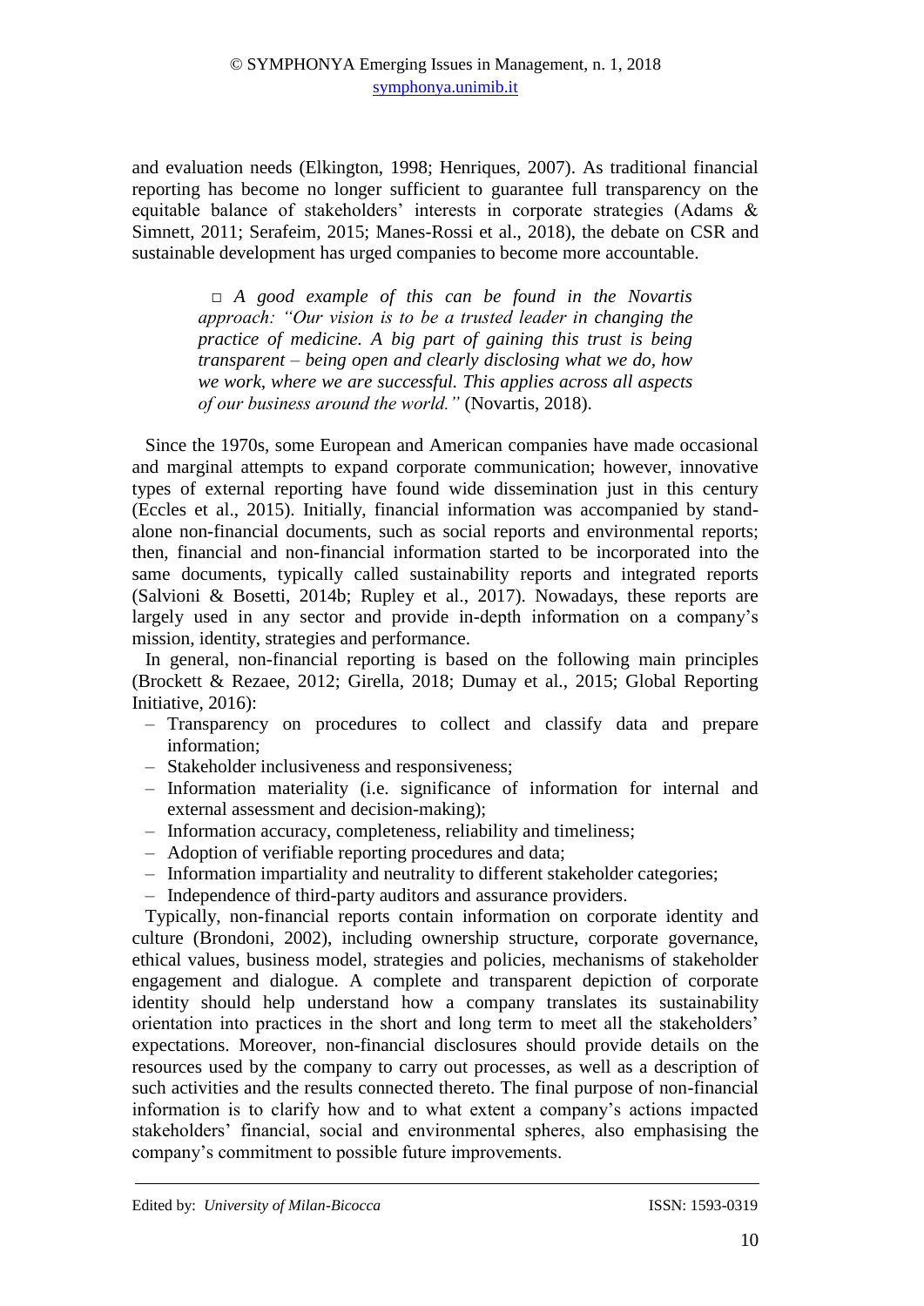and evaluation needs (Elkington, 1998; Henriques, 2007). As traditional financial reporting has become no longer sufficient to guarantee full transparency on the equitable balance of stakeholders' interests in corporate strategies (Adams & Simnett, 2011; Serafeim, 2015; Manes-Rossi et al., 2018), the debate on CSR and sustainable development has urged companies to become more accountable.

> □ *A good example of this can be found in the Novartis approach: "Our vision is to be a trusted leader in changing the practice of medicine. A big part of gaining this trust is being transparent – being open and clearly disclosing what we do, how we work, where we are successful. This applies across all aspects of our business around the world."* (Novartis, 2018).

Since the 1970s, some European and American companies have made occasional and marginal attempts to expand corporate communication; however, innovative types of external reporting have found wide dissemination just in this century (Eccles et al., 2015). Initially, financial information was accompanied by stand-alone non-financial documents, such as social reports and environmental reports; then, financial and non-financial information started to be incorporated into the same documents, typically called sustainability reports and integrated reports (Salvioni & Bosetti, 2014b; Rupley et al., 2017). Nowadays, these reports are largely used in any sector and provide in-depth information on a company's mission, identity, strategies and performance.

In general, non-financial reporting is based on the following main principles (Brockett & Rezaee, 2012; Girella, 2018; Dumay et al., 2015; Global Reporting Initiative, 2016):

- Transparency on procedures to collect and classify data and prepare information;
- Stakeholder inclusiveness and responsiveness;
- Information materiality (i.e. significance of information for internal and external assessment and decision-making);
- Information accuracy, completeness, reliability and timeliness;
- Adoption of verifiable reporting procedures and data;
- Information impartiality and neutrality to different stakeholder categories;
- Independence of third-party auditors and assurance providers.

Typically, non-financial reports contain information on corporate identity and culture (Brondoni, 2002), including ownership structure, corporate governance, ethical values, business model, strategies and policies, mechanisms of stakeholder engagement and dialogue. A complete and transparent depiction of corporate identity should help understand how a company translates its sustainability orientation into practices in the short and long term to meet all the stakeholders' expectations. Moreover, non-financial disclosures should provide details on the resources used by the company to carry out processes, as well as a description of such activities and the results connected thereto. The final purpose of non-financial information is to clarify how and to what extent a company's actions impacted stakeholders' financial, social and environmental spheres, also emphasising the company's commitment to possible future improvements.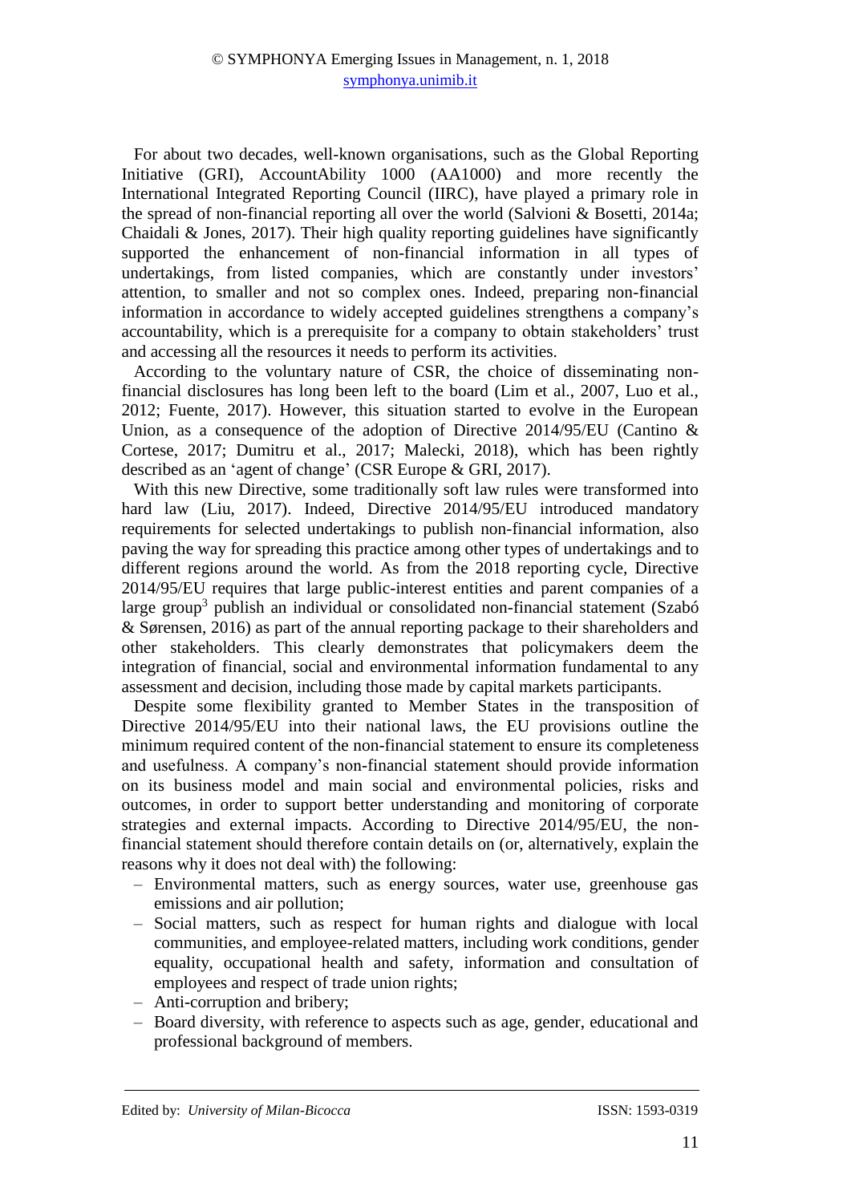For about two decades, well-known organisations, such as the Global Reporting Initiative (GRI), AccountAbility 1000 (AA1000) and more recently the International Integrated Reporting Council (IIRC), have played a primary role in the spread of non-financial reporting all over the world (Salvioni & Bosetti, 2014a; Chaidali & Jones, 2017). Their high quality reporting guidelines have significantly supported the enhancement of non-financial information in all types of undertakings, from listed companies, which are constantly under investors' attention, to smaller and not so complex ones. Indeed, preparing non-financial information in accordance to widely accepted guidelines strengthens a company's accountability, which is a prerequisite for a company to obtain stakeholders' trust and accessing all the resources it needs to perform its activities.

According to the voluntary nature of CSR, the choice of disseminating non-financial disclosures has long been left to the board (Lim et al., 2007, Luo et al., 2012; Fuente, 2017). However, this situation started to evolve in the European Union, as a consequence of the adoption of Directive 2014/95/EU (Cantino & Cortese, 2017; Dumitru et al., 2017; Malecki, 2018), which has been rightly described as an 'agent of change' (CSR Europe & GRI, 2017).

With this new Directive, some traditionally soft law rules were transformed into hard law (Liu, 2017). Indeed, Directive 2014/95/EU introduced mandatory requirements for selected undertakings to publish non-financial information, also paving the way for spreading this practice among other types of undertakings and to different regions around the world. As from the 2018 reporting cycle, Directive 2014/95/EU requires that large public-interest entities and parent companies of a large group[3] publish an individual or consolidated non-financial statement (Szabó & Sørensen, 2016) as part of the annual reporting package to their shareholders and other stakeholders. This clearly demonstrates that policymakers deem the integration of financial, social and environmental information fundamental to any assessment and decision, including those made by capital markets participants.

Despite some flexibility granted to Member States in the transposition of Directive 2014/95/EU into their national laws, the EU provisions outline the minimum required content of the non-financial statement to ensure its completeness and usefulness. A company's non-financial statement should provide information on its business model and main social and environmental policies, risks and outcomes, in order to support better understanding and monitoring of corporate strategies and external impacts. According to Directive 2014/95/EU, the non-financial statement should therefore contain details on (or, alternatively, explain the reasons why it does not deal with) the following:

- Environmental matters, such as energy sources, water use, greenhouse gas emissions and air pollution;
- Social matters, such as respect for human rights and dialogue with local communities, and employee-related matters, including work conditions, gender equality, occupational health and safety, information and consultation of employees and respect of trade union rights;
- Anti-corruption and bribery;
- Board diversity, with reference to aspects such as age, gender, educational and professional background of members.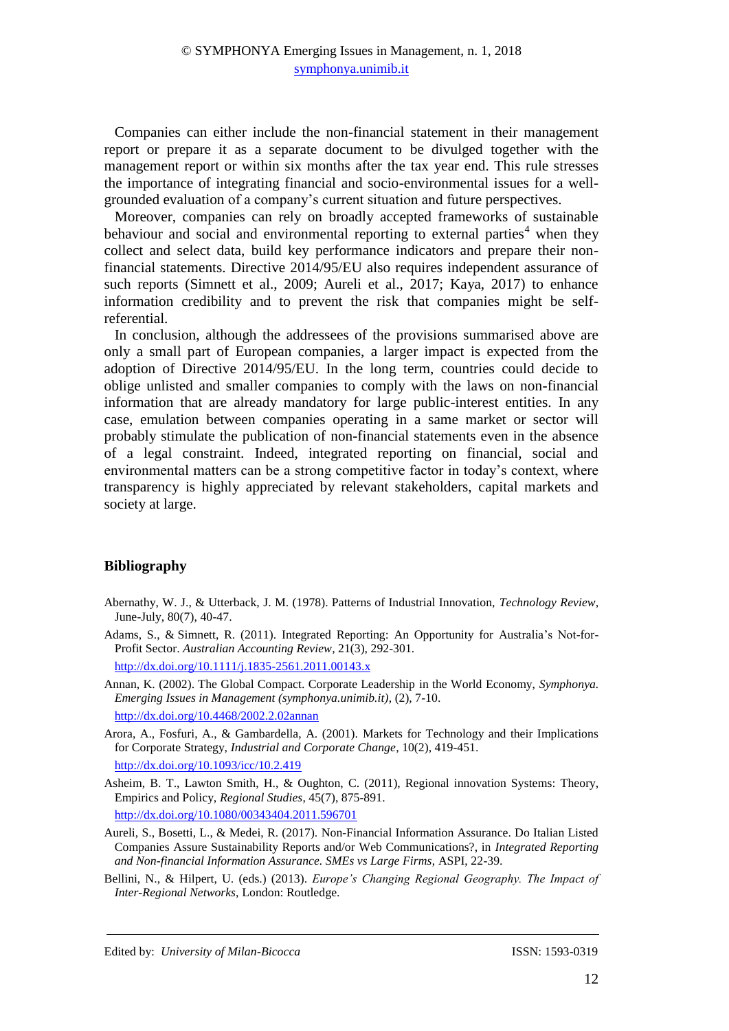Companies can either include the non-financial statement in their management report or prepare it as a separate document to be divulged together with the management report or within six months after the tax year end. This rule stresses the importance of integrating financial and socio-environmental issues for a well-grounded evaluation of a company's current situation and future perspectives.

Moreover, companies can rely on broadly accepted frameworks of sustainable behaviour and social and environmental reporting to external parties[4] when they collect and select data, build key performance indicators and prepare their non-financial statements. Directive 2014/95/EU also requires independent assurance of such reports (Simnett et al., 2009; Aureli et al., 2017; Kaya, 2017) to enhance information credibility and to prevent the risk that companies might be self-referential.

In conclusion, although the addressees of the provisions summarised above are only a small part of European companies, a larger impact is expected from the adoption of Directive 2014/95/EU. In the long term, countries could decide to oblige unlisted and smaller companies to comply with the laws on non-financial information that are already mandatory for large public-interest entities. In any case, emulation between companies operating in a same market or sector will probably stimulate the publication of non-financial statements even in the absence of a legal constraint. Indeed, integrated reporting on financial, social and environmental matters can be a strong competitive factor in today's context, where transparency is highly appreciated by relevant stakeholders, capital markets and society at large.

## Bibliography

Abernathy, W. J., & Utterback, J. M. (1978). Patterns of Industrial Innovation, *Technology Review*, June-July, 80(7), 40-47.

Adams, S., & Simnett, R. (2011). Integrated Reporting: An Opportunity for Australia's Not-for-Profit Sector. *Australian Accounting Review*, 21(3), 292-301.
http://dx.doi.org/10.1111/j.1835-2561.2011.00143.x

Annan, K. (2002). The Global Compact. Corporate Leadership in the World Economy, *Symphonya. Emerging Issues in Management (symphonya.unimib.it)*, (2), 7-10.
http://dx.doi.org/10.4468/2002.2.02annan

Arora, A., Fosfuri, A., & Gambardella, A. (2001). Markets for Technology and their Implications for Corporate Strategy, *Industrial and Corporate Change*, 10(2), 419-451.
http://dx.doi.org/10.1093/icc/10.2.419

Asheim, B. T., Lawton Smith, H., & Oughton, C. (2011), Regional innovation Systems: Theory, Empirics and Policy, *Regional Studies*, 45(7), 875-891.
http://dx.doi.org/10.1080/00343404.2011.596701

Aureli, S., Bosetti, L., & Medei, R. (2017). Non-Financial Information Assurance. Do Italian Listed Companies Assure Sustainability Reports and/or Web Communications?, in *Integrated Reporting and Non-financial Information Assurance. SMEs vs Large Firms*, ASPI, 22-39.

Bellini, N., & Hilpert, U. (eds.) (2013). *Europe's Changing Regional Geography. The Impact of Inter-Regional Networks*, London: Routledge.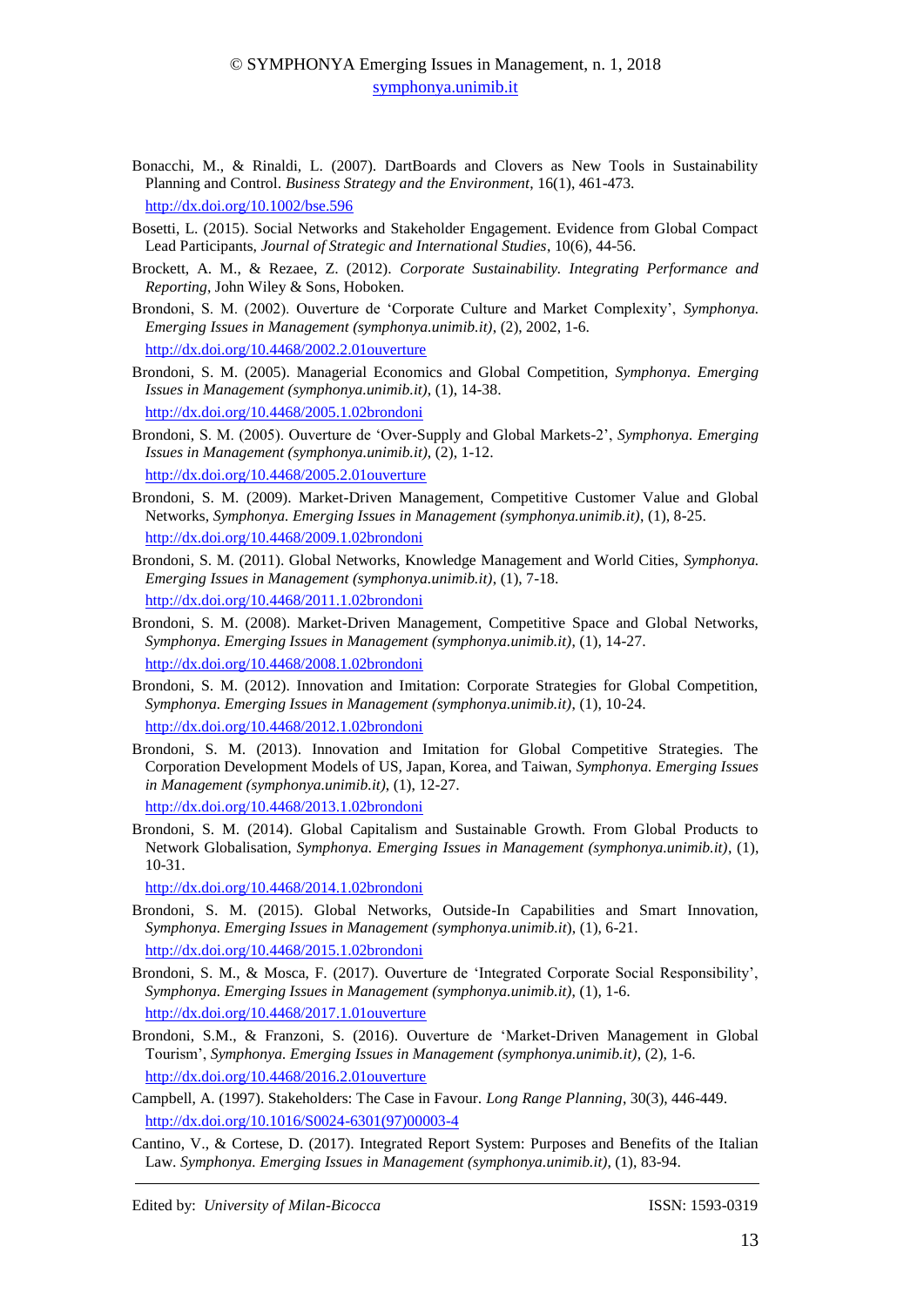Bonacchi, M., & Rinaldi, L. (2007). DartBoards and Clovers as New Tools in Sustainability Planning and Control. *Business Strategy and the Environment*, 16(1), 461-473. http://dx.doi.org/10.1002/bse.596

Bosetti, L. (2015). Social Networks and Stakeholder Engagement. Evidence from Global Compact Lead Participants, *Journal of Strategic and International Studies*, 10(6), 44-56.

Brockett, A. M., & Rezaee, Z. (2012). *Corporate Sustainability. Integrating Performance and Reporting*, John Wiley & Sons, Hoboken.

Brondoni, S. M. (2002). Ouverture de 'Corporate Culture and Market Complexity', *Symphonya. Emerging Issues in Management (symphonya.unimib.it)*, (2), 2002, 1-6. http://dx.doi.org/10.4468/2002.2.01ouverture

Brondoni, S. M. (2005). Managerial Economics and Global Competition, *Symphonya. Emerging Issues in Management (symphonya.unimib.it)*, (1), 14-38. http://dx.doi.org/10.4468/2005.1.02brondoni

Brondoni, S. M. (2005). Ouverture de 'Over-Supply and Global Markets-2', *Symphonya. Emerging Issues in Management (symphonya.unimib.it)*, (2), 1-12. http://dx.doi.org/10.4468/2005.2.01ouverture

Brondoni, S. M. (2009). Market-Driven Management, Competitive Customer Value and Global Networks, *Symphonya. Emerging Issues in Management (symphonya.unimib.it)*, (1), 8-25. http://dx.doi.org/10.4468/2009.1.02brondoni

Brondoni, S. M. (2011). Global Networks, Knowledge Management and World Cities, *Symphonya. Emerging Issues in Management (symphonya.unimib.it)*, (1), 7-18. http://dx.doi.org/10.4468/2011.1.02brondoni

Brondoni, S. M. (2008). Market-Driven Management, Competitive Space and Global Networks, *Symphonya. Emerging Issues in Management (symphonya.unimib.it)*, (1), 14-27. http://dx.doi.org/10.4468/2008.1.02brondoni

Brondoni, S. M. (2012). Innovation and Imitation: Corporate Strategies for Global Competition, *Symphonya. Emerging Issues in Management (symphonya.unimib.it)*, (1), 10-24. http://dx.doi.org/10.4468/2012.1.02brondoni

Brondoni, S. M. (2013). Innovation and Imitation for Global Competitive Strategies. The Corporation Development Models of US, Japan, Korea, and Taiwan, *Symphonya. Emerging Issues in Management (symphonya.unimib.it)*, (1), 12-27. http://dx.doi.org/10.4468/2013.1.02brondoni

Brondoni, S. M. (2014). Global Capitalism and Sustainable Growth. From Global Products to Network Globalisation, *Symphonya. Emerging Issues in Management (symphonya.unimib.it)*, (1), 10-31. http://dx.doi.org/10.4468/2014.1.02brondoni

Brondoni, S. M. (2015). Global Networks, Outside-In Capabilities and Smart Innovation, *Symphonya. Emerging Issues in Management (symphonya.unimib.it*), (1), 6-21. http://dx.doi.org/10.4468/2015.1.02brondoni

Brondoni, S. M., & Mosca, F. (2017). Ouverture de 'Integrated Corporate Social Responsibility', *Symphonya. Emerging Issues in Management (symphonya.unimib.it)*, (1), 1-6. http://dx.doi.org/10.4468/2017.1.01ouverture

Brondoni, S.M., & Franzoni, S. (2016). Ouverture de 'Market-Driven Management in Global Tourism', *Symphonya. Emerging Issues in Management (symphonya.unimib.it)*, (2), 1-6. http://dx.doi.org/10.4468/2016.2.01ouverture

Campbell, A. (1997). Stakeholders: The Case in Favour. *Long Range Planning*, 30(3), 446-449. http://dx.doi.org/10.1016/S0024-6301(97)00003-4

Cantino, V., & Cortese, D. (2017). Integrated Report System: Purposes and Benefits of the Italian Law. *Symphonya. Emerging Issues in Management (symphonya.unimib.it)*, (1), 83-94.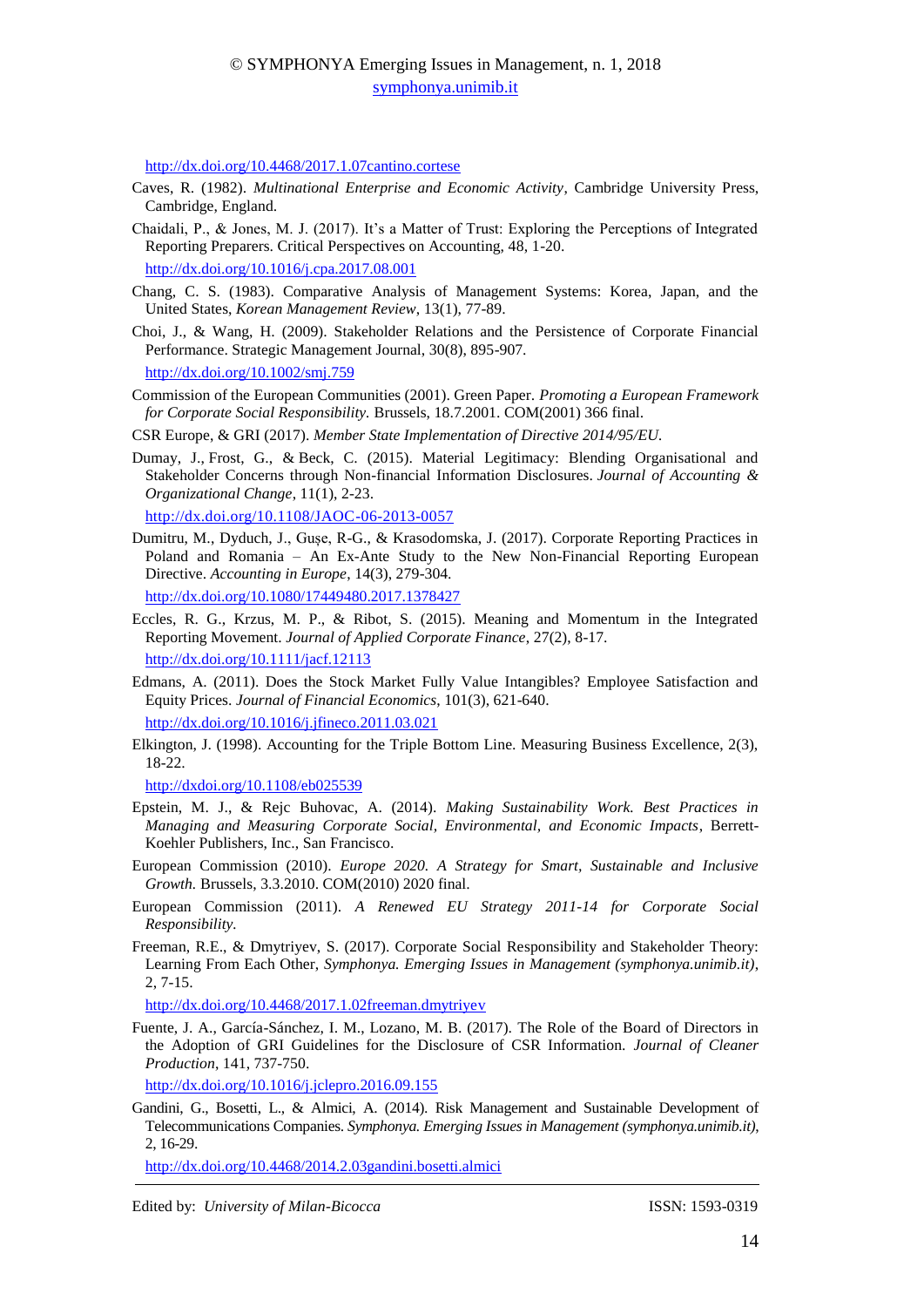http://dx.doi.org/10.4468/2017.1.07cantino.cortese

Caves, R. (1982). *Multinational Enterprise and Economic Activity*, Cambridge University Press, Cambridge, England.

Chaidali, P., & Jones, M. J. (2017). It's a Matter of Trust: Exploring the Perceptions of Integrated Reporting Preparers. Critical Perspectives on Accounting, 48, 1-20.

http://dx.doi.org/10.1016/j.cpa.2017.08.001

Chang, C. S. (1983). Comparative Analysis of Management Systems: Korea, Japan, and the United States, *Korean Management Review*, 13(1), 77-89.

Choi, J., & Wang, H. (2009). Stakeholder Relations and the Persistence of Corporate Financial Performance. Strategic Management Journal, 30(8), 895-907.

http://dx.doi.org/10.1002/smj.759

Commission of the European Communities (2001). Green Paper. *Promoting a European Framework for Corporate Social Responsibility.* Brussels, 18.7.2001. COM(2001) 366 final.

CSR Europe, & GRI (2017). *Member State Implementation of Directive 2014/95/EU.*

Dumay, J., Frost, G., & Beck, C. (2015). Material Legitimacy: Blending Organisational and Stakeholder Concerns through Non-financial Information Disclosures. *Journal of Accounting & Organizational Change*, 11(1), 2-23.

http://dx.doi.org/10.1108/JAOC-06-2013-0057

Dumitru, M., Dyduch, J., Gușe, R-G., & Krasodomska, J. (2017). Corporate Reporting Practices in Poland and Romania – An Ex-Ante Study to the New Non-Financial Reporting European Directive. *Accounting in Europe*, 14(3), 279-304.

http://dx.doi.org/10.1080/17449480.2017.1378427

Eccles, R. G., Krzus, M. P., & Ribot, S. (2015). Meaning and Momentum in the Integrated Reporting Movement. *Journal of Applied Corporate Finance*, 27(2), 8-17.

http://dx.doi.org/10.1111/jacf.12113

Edmans, A. (2011). Does the Stock Market Fully Value Intangibles? Employee Satisfaction and Equity Prices. *Journal of Financial Economics*, 101(3), 621-640.

http://dx.doi.org/10.1016/j.jfineco.2011.03.021

Elkington, J. (1998). Accounting for the Triple Bottom Line. Measuring Business Excellence, 2(3), 18-22.

http://dxdoi.org/10.1108/eb025539

Epstein, M. J., & Rejc Buhovac, A. (2014). *Making Sustainability Work. Best Practices in Managing and Measuring Corporate Social, Environmental, and Economic Impacts*, Berrett-Koehler Publishers, Inc., San Francisco.

European Commission (2010). *Europe 2020. A Strategy for Smart, Sustainable and Inclusive Growth.* Brussels, 3.3.2010. COM(2010) 2020 final.

European Commission (2011). *A Renewed EU Strategy 2011-14 for Corporate Social Responsibility.*

Freeman, R.E., & Dmytriyev, S. (2017). Corporate Social Responsibility and Stakeholder Theory: Learning From Each Other, *Symphonya. Emerging Issues in Management (symphonya.unimib.it)*, 2, 7-15.

http://dx.doi.org/10.4468/2017.1.02freeman.dmytriyev

Fuente, J. A., García-Sánchez, I. M., Lozano, M. B. (2017). The Role of the Board of Directors in the Adoption of GRI Guidelines for the Disclosure of CSR Information. *Journal of Cleaner Production*, 141, 737-750.

http://dx.doi.org/10.1016/j.jclepro.2016.09.155

Gandini, G., Bosetti, L., & Almici, A. (2014). Risk Management and Sustainable Development of Telecommunications Companies. *Symphonya. Emerging Issues in Management (symphonya.unimib.it)*, 2, 16-29.

http://dx.doi.org/10.4468/2014.2.03gandini.bosetti.almici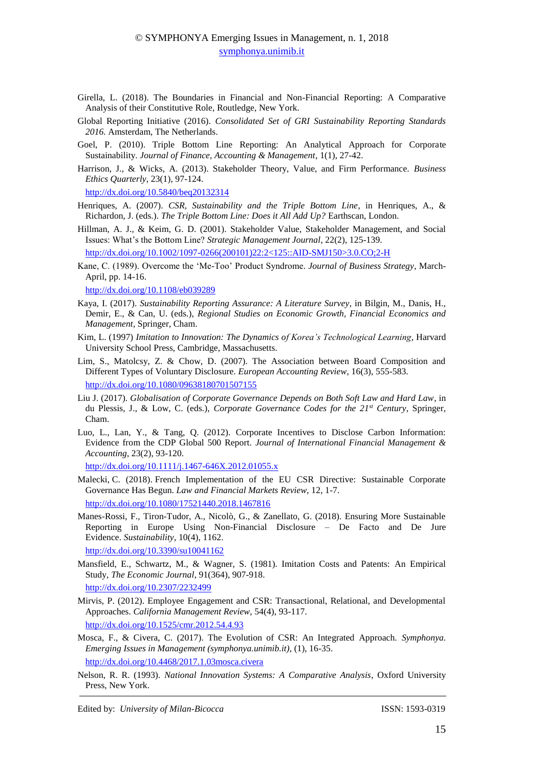Girella, L. (2018). The Boundaries in Financial and Non-Financial Reporting: A Comparative Analysis of their Constitutive Role, Routledge, New York.

Global Reporting Initiative (2016). *Consolidated Set of GRI Sustainability Reporting Standards 2016*. Amsterdam, The Netherlands.

Goel, P. (2010). Triple Bottom Line Reporting: An Analytical Approach for Corporate Sustainability. *Journal of Finance, Accounting & Management*, 1(1), 27-42.

Harrison, J., & Wicks, A. (2013). Stakeholder Theory, Value, and Firm Performance. *Business Ethics Quarterly*, 23(1), 97-124.
http://dx.doi.org/10.5840/beq20132314

Henriques, A. (2007). *CSR, Sustainability and the Triple Bottom Line*, in Henriques, A., & Richardon, J. (eds.). *The Triple Bottom Line: Does it All Add Up?* Earthscan, London.

Hillman, A. J., & Keim, G. D. (2001). Stakeholder Value, Stakeholder Management, and Social Issues: What's the Bottom Line? *Strategic Management Journal*, 22(2), 125-139.
http://dx.doi.org/10.1002/1097-0266(200101)22:2<125::AID-SMJ150>3.0.CO;2-H

Kane, C. (1989). Overcome the 'Me-Too' Product Syndrome. *Journal of Business Strategy*, March-April, pp. 14-16.
http://dx.doi.org/10.1108/eb039289

Kaya, I. (2017). *Sustainability Reporting Assurance: A Literature Survey*, in Bilgin, M., Danis, H., Demir, E., & Can, U. (eds.), *Regional Studies on Economic Growth, Financial Economics and Management*, Springer, Cham.

Kim, L. (1997) *Imitation to Innovation: The Dynamics of Korea's Technological Learning*, Harvard University School Press, Cambridge, Massachusetts.

Lim, S., Matolcsy, Z. & Chow, D. (2007). The Association between Board Composition and Different Types of Voluntary Disclosure. *European Accounting Review*, 16(3), 555-583.
http://dx.doi.org/10.1080/09638180701507155

Liu J. (2017). *Globalisation of Corporate Governance Depends on Both Soft Law and Hard Law*, in du Plessis, J., & Low, C. (eds.), *Corporate Governance Codes for the 21st Century*, Springer, Cham.

Luo, L., Lan, Y., & Tang, Q. (2012). Corporate Incentives to Disclose Carbon Information: Evidence from the CDP Global 500 Report. *Journal of International Financial Management & Accounting*, 23(2), 93-120.
http://dx.doi.org/10.1111/j.1467-646X.2012.01055.x

Malecki, C. (2018). French Implementation of the EU CSR Directive: Sustainable Corporate Governance Has Begun. *Law and Financial Markets Review*, 12, 1-7.
http://dx.doi.org/10.1080/17521440.2018.1467816

Manes-Rossi, F., Tiron-Tudor, A., Nicolò, G., & Zanellato, G. (2018). Ensuring More Sustainable Reporting in Europe Using Non-Financial Disclosure – De Facto and De Jure Evidence. *Sustainability*, 10(4), 1162.
http://dx.doi.org/10.3390/su10041162

Mansfield, E., Schwartz, M., & Wagner, S. (1981). Imitation Costs and Patents: An Empirical Study, *The Economic Journal*, 91(364), 907-918.
http://dx.doi.org/10.2307/2232499

Mirvis, P. (2012). Employee Engagement and CSR: Transactional, Relational, and Developmental Approaches. *California Management Review*, 54(4), 93-117.
http://dx.doi.org/10.1525/cmr.2012.54.4.93

Mosca, F., & Civera, C. (2017). The Evolution of CSR: An Integrated Approach. *Symphonya. Emerging Issues in Management (symphonya.unimib.it)*, (1), 16-35.
http://dx.doi.org/10.4468/2017.1.03mosca.civera

Nelson, R. R. (1993). *National Innovation Systems: A Comparative Analysis*, Oxford University Press, New York.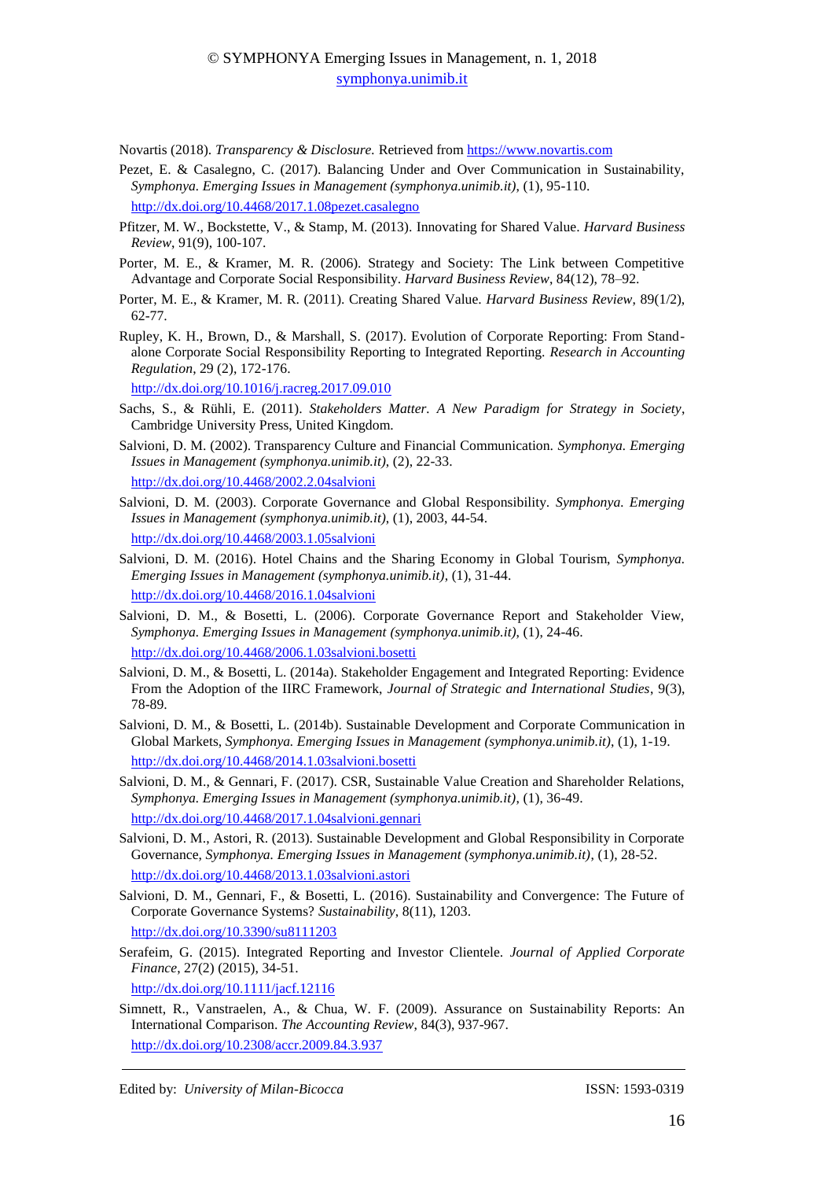Novartis (2018). *Transparency & Disclosure.* Retrieved from https://www.novartis.com

Pezet, E. & Casalegno, C. (2017). Balancing Under and Over Communication in Sustainability, *Symphonya. Emerging Issues in Management (symphonya.unimib.it)*, (1), 95-110. http://dx.doi.org/10.4468/2017.1.08pezet.casalegno

Pfitzer, M. W., Bockstette, V., & Stamp, M. (2013). Innovating for Shared Value. *Harvard Business Review*, 91(9), 100-107.

Porter, M. E., & Kramer, M. R. (2006). Strategy and Society: The Link between Competitive Advantage and Corporate Social Responsibility. *Harvard Business Review*, 84(12), 78–92.

Porter, M. E., & Kramer, M. R. (2011). Creating Shared Value. *Harvard Business Review*, 89(1/2), 62-77.

Rupley, K. H., Brown, D., & Marshall, S. (2017). Evolution of Corporate Reporting: From Stand-alone Corporate Social Responsibility Reporting to Integrated Reporting. *Research in Accounting Regulation*, 29 (2), 172-176. http://dx.doi.org/10.1016/j.racreg.2017.09.010

Sachs, S., & Rühli, E. (2011). *Stakeholders Matter. A New Paradigm for Strategy in Society*, Cambridge University Press, United Kingdom.

Salvioni, D. M. (2002). Transparency Culture and Financial Communication. *Symphonya. Emerging Issues in Management (symphonya.unimib.it)*, (2), 22-33. http://dx.doi.org/10.4468/2002.2.04salvioni

Salvioni, D. M. (2003). Corporate Governance and Global Responsibility. *Symphonya. Emerging Issues in Management (symphonya.unimib.it)*, (1), 2003, 44-54. http://dx.doi.org/10.4468/2003.1.05salvioni

Salvioni, D. M. (2016). Hotel Chains and the Sharing Economy in Global Tourism, *Symphonya. Emerging Issues in Management (symphonya.unimib.it)*, (1), 31-44. http://dx.doi.org/10.4468/2016.1.04salvioni

Salvioni, D. M., & Bosetti, L. (2006). Corporate Governance Report and Stakeholder View, *Symphonya. Emerging Issues in Management (symphonya.unimib.it)*, (1), 24-46. http://dx.doi.org/10.4468/2006.1.03salvioni.bosetti

Salvioni, D. M., & Bosetti, L. (2014a). Stakeholder Engagement and Integrated Reporting: Evidence From the Adoption of the IIRC Framework, *Journal of Strategic and International Studies*, 9(3), 78-89.

Salvioni, D. M., & Bosetti, L. (2014b). Sustainable Development and Corporate Communication in Global Markets, *Symphonya. Emerging Issues in Management (symphonya.unimib.it)*, (1), 1-19. http://dx.doi.org/10.4468/2014.1.03salvioni.bosetti

Salvioni, D. M., & Gennari, F. (2017). CSR, Sustainable Value Creation and Shareholder Relations, *Symphonya. Emerging Issues in Management (symphonya.unimib.it)*, (1), 36-49. http://dx.doi.org/10.4468/2017.1.04salvioni.gennari

Salvioni, D. M., Astori, R. (2013). Sustainable Development and Global Responsibility in Corporate Governance, *Symphonya. Emerging Issues in Management (symphonya.unimib.it)*, (1), 28-52. http://dx.doi.org/10.4468/2013.1.03salvioni.astori

Salvioni, D. M., Gennari, F., & Bosetti, L. (2016). Sustainability and Convergence: The Future of Corporate Governance Systems? *Sustainability*, 8(11), 1203. http://dx.doi.org/10.3390/su8111203

Serafeim, G. (2015). Integrated Reporting and Investor Clientele. *Journal of Applied Corporate Finance*, 27(2) (2015), 34-51. http://dx.doi.org/10.1111/jacf.12116

Simnett, R., Vanstraelen, A., & Chua, W. F. (2009). Assurance on Sustainability Reports: An International Comparison. *The Accounting Review*, 84(3), 937-967. http://dx.doi.org/10.2308/accr.2009.84.3.937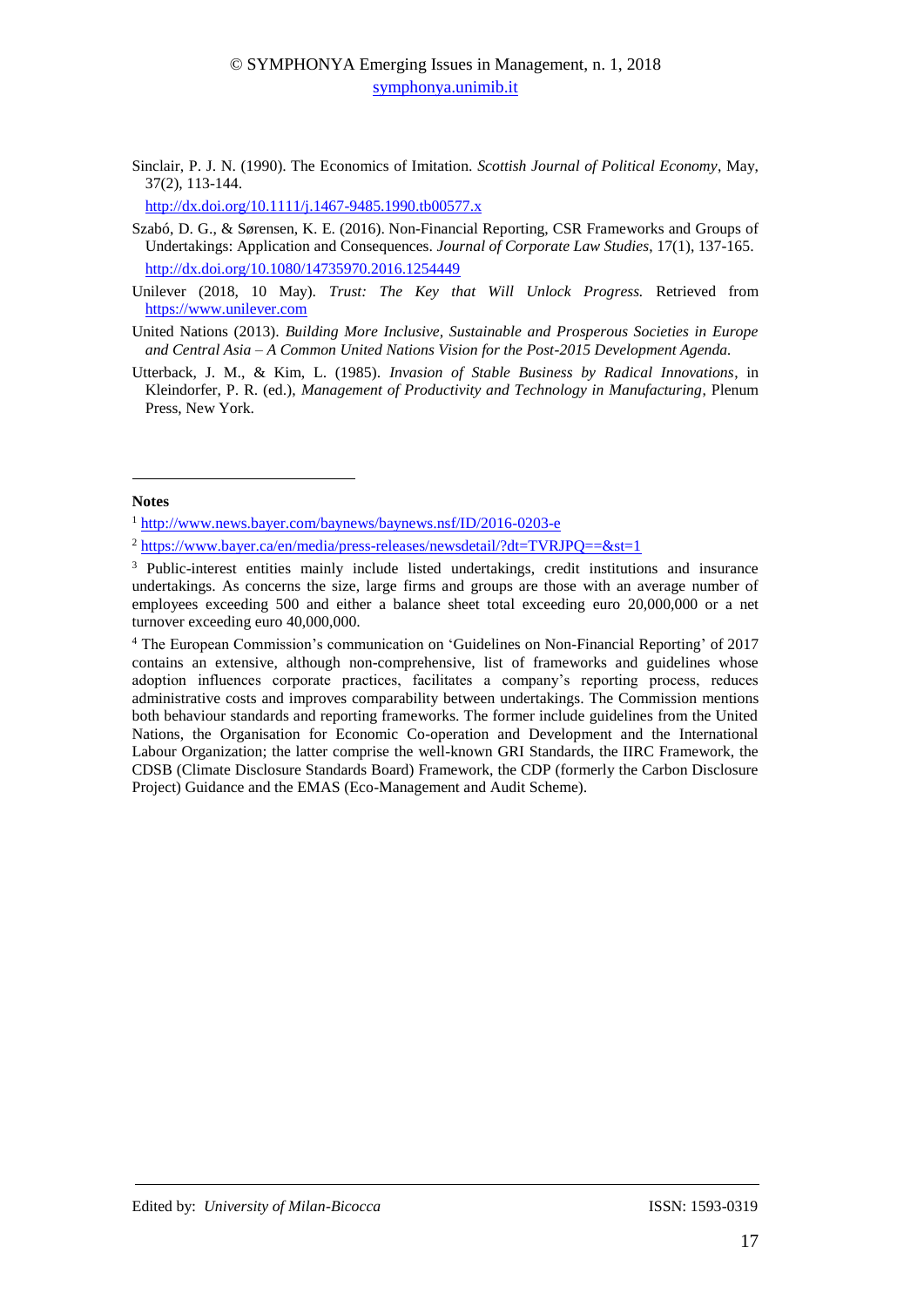Sinclair, P. J. N. (1990). The Economics of Imitation. *Scottish Journal of Political Economy*, May, 37(2), 113-144.
http://dx.doi.org/10.1111/j.1467-9485.1990.tb00577.x

Szabó, D. G., & Sørensen, K. E. (2016). Non-Financial Reporting, CSR Frameworks and Groups of Undertakings: Application and Consequences. *Journal of Corporate Law Studies*, 17(1), 137-165.
http://dx.doi.org/10.1080/14735970.2016.1254449

Unilever (2018, 10 May). *Trust: The Key that Will Unlock Progress.* Retrieved from https://www.unilever.com

United Nations (2013). *Building More Inclusive, Sustainable and Prosperous Societies in Europe and Central Asia – A Common United Nations Vision for the Post-2015 Development Agenda.*

Utterback, J. M., & Kim, L. (1985). *Invasion of Stable Business by Radical Innovations*, in Kleindorfer, P. R. (ed.), *Management of Productivity and Technology in Manufacturing*, Plenum Press, New York.

---

**Notes**

[1] http://www.news.bayer.com/baynews/baynews.nsf/ID/2016-0203-e

[2] https://www.bayer.ca/en/media/press-releases/newsdetail/?dt=TVRJPQ==&st=1

[3] Public-interest entities mainly include listed undertakings, credit institutions and insurance undertakings. As concerns the size, large firms and groups are those with an average number of employees exceeding 500 and either a balance sheet total exceeding euro 20,000,000 or a net turnover exceeding euro 40,000,000.

[4] The European Commission's communication on 'Guidelines on Non-Financial Reporting' of 2017 contains an extensive, although non-comprehensive, list of frameworks and guidelines whose adoption influences corporate practices, facilitates a company's reporting process, reduces administrative costs and improves comparability between undertakings. The Commission mentions both behaviour standards and reporting frameworks. The former include guidelines from the United Nations, the Organisation for Economic Co-operation and Development and the International Labour Organization; the latter comprise the well-known GRI Standards, the IIRC Framework, the CDSB (Climate Disclosure Standards Board) Framework, the CDP (formerly the Carbon Disclosure Project) Guidance and the EMAS (Eco-Management and Audit Scheme).